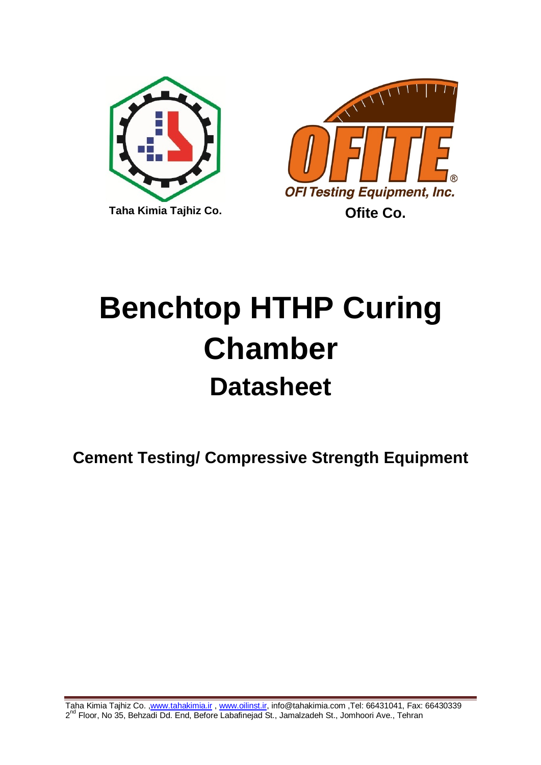Taha Kimia Tajhiz Co.

OFI Testing Equipment, Inc.

Ofite Co.

# Benchtop HTHP Curing Chamber

## Datasheet

### Cement Testing/ Compressive Strength Equipment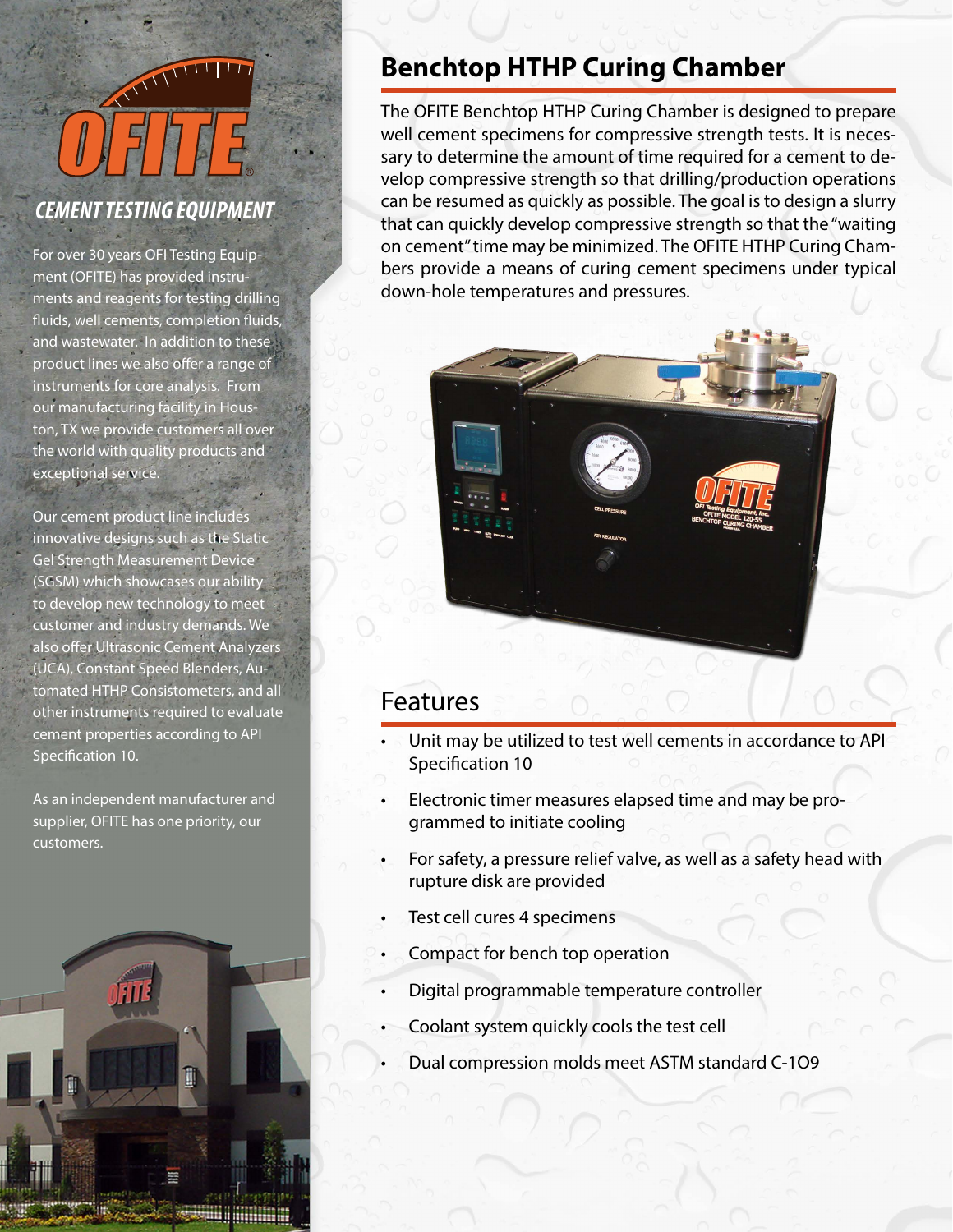OFITE

## CEMENT TESTING EQUIPMENT

For over 30 years OFI Testing Equipment (OFITE) has provided instruments and reagents for testing drilling fluids, well cements, completion fluids, and wastewater. In addition to these product lines we also offer a range of instruments for core analysis. From our manufacturing facility in Houston, TX we provide customers all over the world with quality products and exceptional service.

Our cement product line includes innovative designs such as the Static Gel Strength Measurement Device (SGSM) which showcases our ability to develop new technology to meet customer and industry demands. We also offer Ultrasonic Cement Analyzers (UCA), Constant Speed Blenders, Automated HTHP Consistometers, and all other instruments required to evaluate cement properties according to API Specification 10.

As an independent manufacturer and supplier, OFITE has one priority, our customers.

# Benchtop HTHP Curing Chamber

The OFITE Benchtop HTHP Curing Chamber is designed to prepare well cement specimens for compressive strength tests. It is necessary to determine the amount of time required for a cement to develop compressive strength so that drilling/production operations can be resumed as quickly as possible. The goal is to design a slurry that can quickly develop compressive strength so that the "waiting on cement" time may be minimized. The OFITE HTHP Curing Chambers provide a means of curing cement specimens under typical down-hole temperatures and pressures.

## Features

- Unit may be utilized to test well cements in accordance to API Specification 10
- Electronic timer measures elapsed time and may be programmed to initiate cooling
- For safety, a pressure relief valve, as well as a safety head with rupture disk are provided
- Test cell cures 4 specimens
- Compact for bench top operation
- Digital programmable temperature controller
- Coolant system quickly cools the test cell
- Dual compression molds meet ASTM standard C-109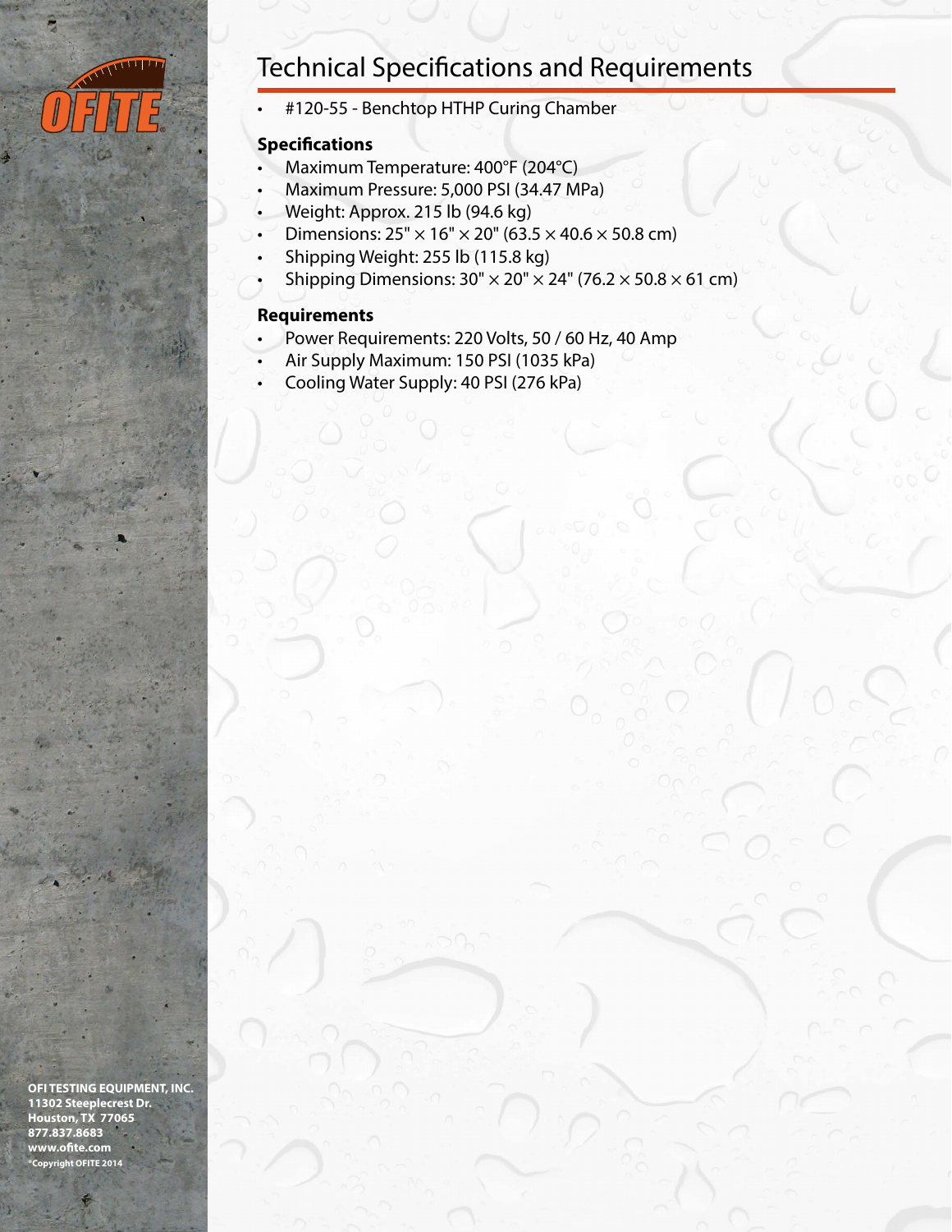# Technical Specifications and Requirements

- #120-55 - Benchtop HTHP Curing Chamber

### Specifications

- Maximum Temperature: 400°F (204°C)
- Maximum Pressure: 5,000 PSI (34.47 MPa)
- Weight: Approx. 215 lb (94.6 kg)
- Dimensions: 25" × 16" × 20" (63.5 × 40.6 × 50.8 cm)
- Shipping Weight: 255 lb (115.8 kg)
- Shipping Dimensions: 30" × 20" × 24" (76.2 × 50.8 × 61 cm)

### Requirements

- Power Requirements: 220 Volts, 50 / 60 Hz, 40 Amp
- Air Supply Maximum: 150 PSI (1035 kPa)
- Cooling Water Supply: 40 PSI (276 kPa)

**OFI TESTING EQUIPMENT, INC.**
**11302 Steeplecrest Dr.**
**Houston, TX 77065**
**877.837.8683**
**www.ofite.com**
**©Copyright OFITE 2014**